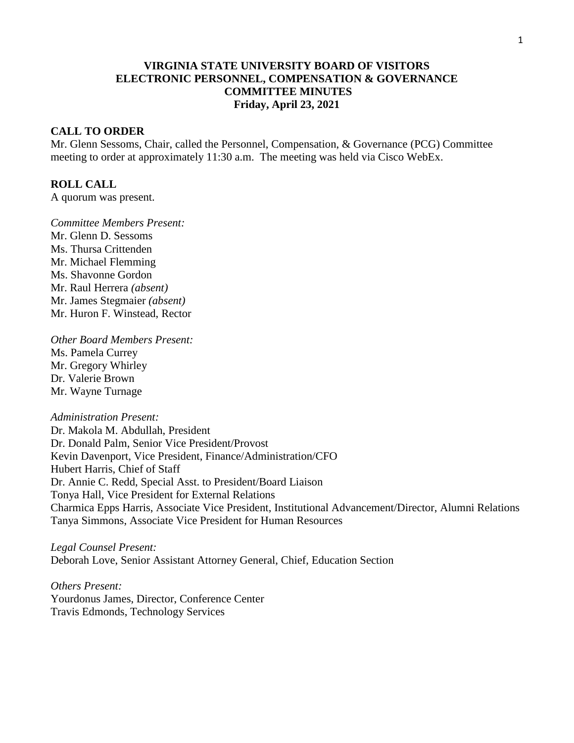# VIRGINIA STATE UNIVERSITY BOARD OF VISITORS
# ELECTRONIC PERSONNEL, COMPENSATION & GOVERNANCE
# COMMITTEE MINUTES
**Friday, April 23, 2021**

## CALL TO ORDER

Mr. Glenn Sessoms, Chair, called the Personnel, Compensation, & Governance (PCG) Committee meeting to order at approximately 11:30 a.m. The meeting was held via Cisco WebEx.

## ROLL CALL

A quorum was present.

*Committee Members Present:*
Mr. Glenn D. Sessoms
Ms. Thursa Crittenden
Mr. Michael Flemming
Ms. Shavonne Gordon
Mr. Raul Herrera *(absent)*
Mr. James Stegmaier *(absent)*
Mr. Huron F. Winstead, Rector

*Other Board Members Present:*
Ms. Pamela Currey
Mr. Gregory Whirley
Dr. Valerie Brown
Mr. Wayne Turnage

*Administration Present:*
Dr. Makola M. Abdullah, President
Dr. Donald Palm, Senior Vice President/Provost
Kevin Davenport, Vice President, Finance/Administration/CFO
Hubert Harris, Chief of Staff
Dr. Annie C. Redd, Special Asst. to President/Board Liaison
Tonya Hall, Vice President for External Relations
Charmica Epps Harris, Associate Vice President, Institutional Advancement/Director, Alumni Relations
Tanya Simmons, Associate Vice President for Human Resources

*Legal Counsel Present:*
Deborah Love, Senior Assistant Attorney General, Chief, Education Section

*Others Present:*
Yourdonus James, Director, Conference Center
Travis Edmonds, Technology Services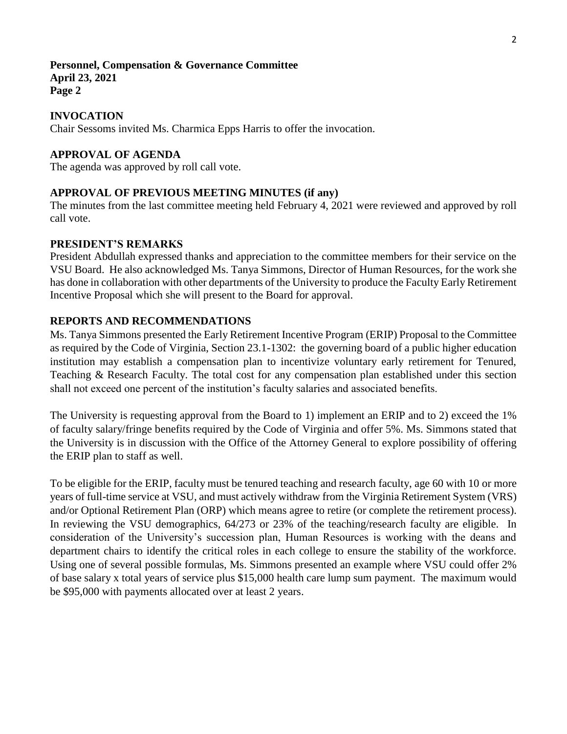**Personnel, Compensation & Governance Committee**
**April 23, 2021**
**Page 2**

## INVOCATION

Chair Sessoms invited Ms. Charmica Epps Harris to offer the invocation.

## APPROVAL OF AGENDA

The agenda was approved by roll call vote.

## APPROVAL OF PREVIOUS MEETING MINUTES (if any)

The minutes from the last committee meeting held February 4, 2021 were reviewed and approved by roll call vote.

## PRESIDENT'S REMARKS

President Abdullah expressed thanks and appreciation to the committee members for their service on the VSU Board. He also acknowledged Ms. Tanya Simmons, Director of Human Resources, for the work she has done in collaboration with other departments of the University to produce the Faculty Early Retirement Incentive Proposal which she will present to the Board for approval.

## REPORTS AND RECOMMENDATIONS

Ms. Tanya Simmons presented the Early Retirement Incentive Program (ERIP) Proposal to the Committee as required by the Code of Virginia, Section 23.1-1302: the governing board of a public higher education institution may establish a compensation plan to incentivize voluntary early retirement for Tenured, Teaching & Research Faculty. The total cost for any compensation plan established under this section shall not exceed one percent of the institution's faculty salaries and associated benefits.

The University is requesting approval from the Board to 1) implement an ERIP and to 2) exceed the 1% of faculty salary/fringe benefits required by the Code of Virginia and offer 5%. Ms. Simmons stated that the University is in discussion with the Office of the Attorney General to explore possibility of offering the ERIP plan to staff as well.

To be eligible for the ERIP, faculty must be tenured teaching and research faculty, age 60 with 10 or more years of full-time service at VSU, and must actively withdraw from the Virginia Retirement System (VRS) and/or Optional Retirement Plan (ORP) which means agree to retire (or complete the retirement process). In reviewing the VSU demographics, 64/273 or 23% of the teaching/research faculty are eligible. In consideration of the University's succession plan, Human Resources is working with the deans and department chairs to identify the critical roles in each college to ensure the stability of the workforce. Using one of several possible formulas, Ms. Simmons presented an example where VSU could offer 2% of base salary x total years of service plus $15,000 health care lump sum payment. The maximum would be $95,000 with payments allocated over at least 2 years.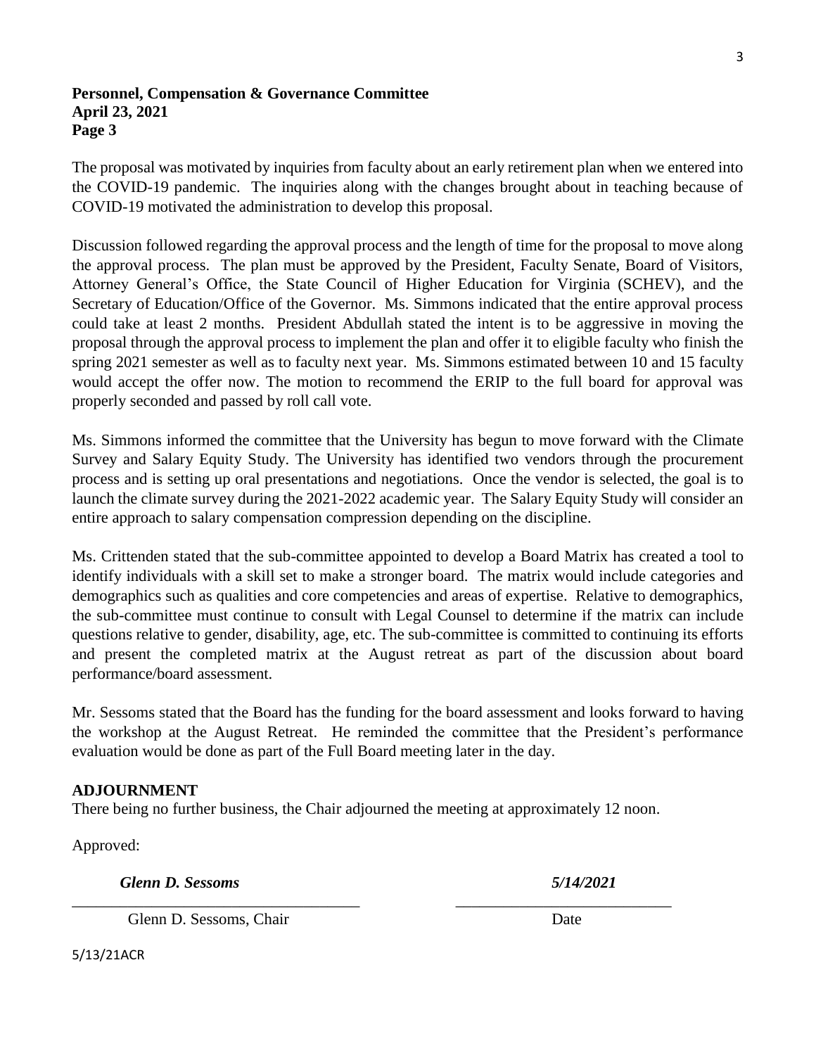**Personnel, Compensation & Governance Committee**
**April 23, 2021**
**Page 3**

The proposal was motivated by inquiries from faculty about an early retirement plan when we entered into the COVID-19 pandemic. The inquiries along with the changes brought about in teaching because of COVID-19 motivated the administration to develop this proposal.

Discussion followed regarding the approval process and the length of time for the proposal to move along the approval process. The plan must be approved by the President, Faculty Senate, Board of Visitors, Attorney General's Office, the State Council of Higher Education for Virginia (SCHEV), and the Secretary of Education/Office of the Governor. Ms. Simmons indicated that the entire approval process could take at least 2 months. President Abdullah stated the intent is to be aggressive in moving the proposal through the approval process to implement the plan and offer it to eligible faculty who finish the spring 2021 semester as well as to faculty next year. Ms. Simmons estimated between 10 and 15 faculty would accept the offer now. The motion to recommend the ERIP to the full board for approval was properly seconded and passed by roll call vote.

Ms. Simmons informed the committee that the University has begun to move forward with the Climate Survey and Salary Equity Study. The University has identified two vendors through the procurement process and is setting up oral presentations and negotiations. Once the vendor is selected, the goal is to launch the climate survey during the 2021-2022 academic year. The Salary Equity Study will consider an entire approach to salary compensation compression depending on the discipline.

Ms. Crittenden stated that the sub-committee appointed to develop a Board Matrix has created a tool to identify individuals with a skill set to make a stronger board. The matrix would include categories and demographics such as qualities and core competencies and areas of expertise. Relative to demographics, the sub-committee must continue to consult with Legal Counsel to determine if the matrix can include questions relative to gender, disability, age, etc. The sub-committee is committed to continuing its efforts and present the completed matrix at the August retreat as part of the discussion about board performance/board assessment.

Mr. Sessoms stated that the Board has the funding for the board assessment and looks forward to having the workshop at the August Retreat. He reminded the committee that the President's performance evaluation would be done as part of the Full Board meeting later in the day.

**ADJOURNMENT**

There being no further business, the Chair adjourned the meeting at approximately 12 noon.

Approved:

*Glenn D. Sessoms* *5/14/2021*

Glenn D. Sessoms, Chair Date

5/13/21ACR